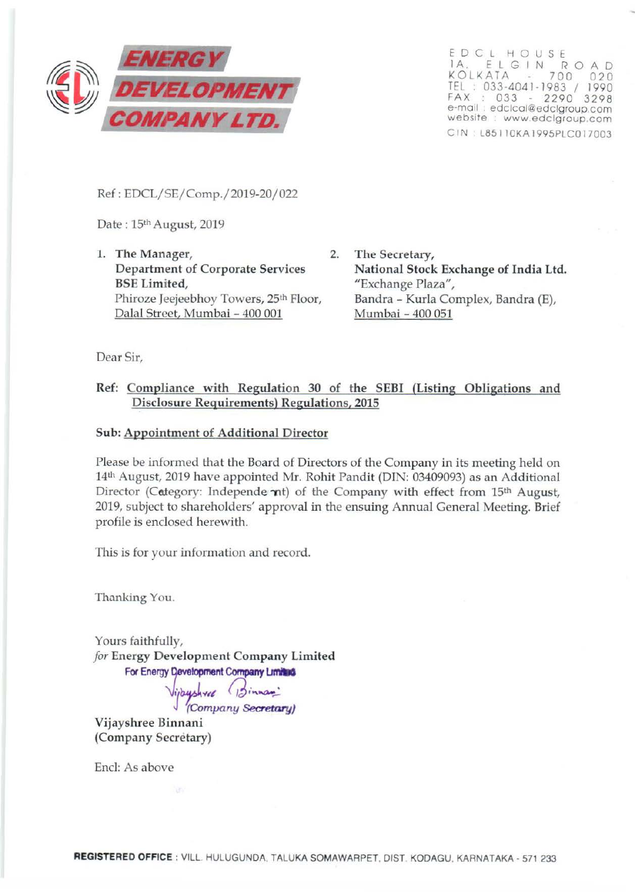**ENERGY DEVELOPMENT COMPANY LTD.**

EDCL HOUSE
1A, ELGIN ROAD
KOLKATA - 700 020
TEL : 033-4041-1983 / 1990
FAX : 033 - 2290 3298
e-mail : edclcal@edclgroup.com
website : www.edclgroup.com
CIN : L85110KA1995PLC017003

Ref : EDCL/SE/Comp./2019-20/022

Date : 15th August, 2019

1. **The Manager,**
   **Department of Corporate Services**
   **BSE Limited,**
   Phiroze Jeejeebhoy Towers, 25th Floor,
   Dalal Street, Mumbai – 400 001

2. **The Secretary,**
   **National Stock Exchange of India Ltd.**
   "Exchange Plaza",
   Bandra – Kurla Complex, Bandra (E),
   Mumbai – 400 051

Dear Sir,

**Ref: Compliance with Regulation 30 of the SEBI (Listing Obligations and Disclosure Requirements) Regulations, 2015**

**Sub: Appointment of Additional Director**

Please be informed that the Board of Directors of the Company in its meeting held on 14th August, 2019 have appointed Mr. Rohit Pandit (DIN: 03409093) as an Additional Director (Category: Independent) of the Company with effect from 15th August, 2019, subject to shareholders' approval in the ensuing Annual General Meeting. Brief profile is enclosed herewith.

This is for your information and record.

Thanking You.

Yours faithfully,
*for* **Energy Development Company Limited**

For Energy Development Company Limited
(Company Secretary)

Vijayshree Binnani
(Company Secretary)

Encl: As above

**REGISTERED OFFICE** : VILL. HULUGUNDA, TALUKA SOMAWARPET, DIST. KODAGU, KARNATAKA - 571 233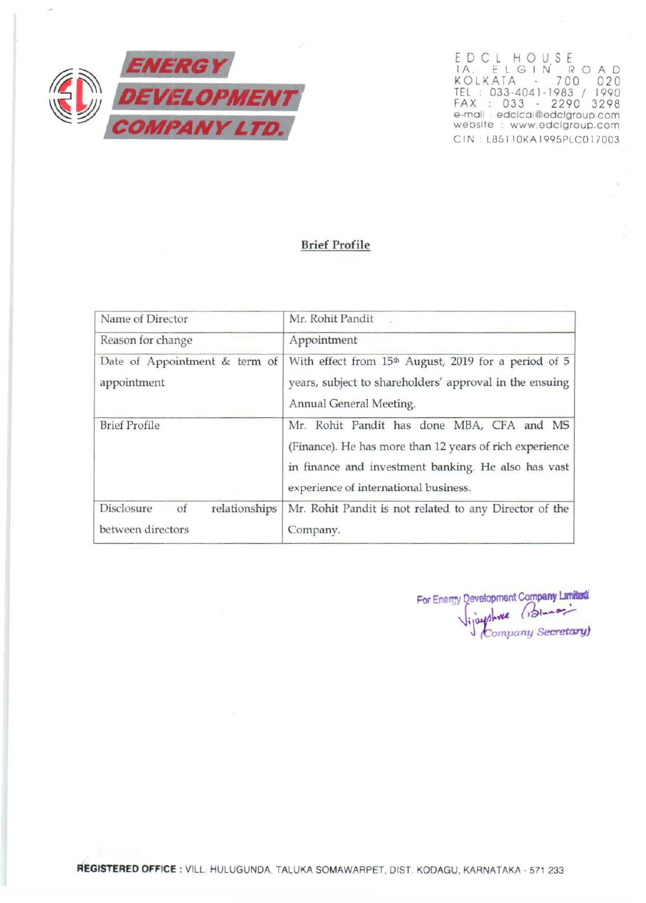**ENERGY DEVELOPMENT COMPANY LTD.**

EDCL HOUSE
1A, ELGIN ROAD
KOLKATA - 700 020
TEL : 033-4041-1983 / 1990
FAX : 033 - 2290 3298
e-mail : edclcal@edclgroup.com
website : www.edclgroup.com
CIN : L85110KA1995PLC017003

## Brief Profile

| | |
|---|---|
| Name of Director | Mr. Rohit Pandit |
| Reason for change | Appointment |
| Date of Appointment & term of appointment | With effect from 15th August, 2019 for a period of 5 years, subject to shareholders' approval in the ensuing Annual General Meeting. |
| Brief Profile | Mr. Rohit Pandit has done MBA, CFA and MS (Finance). He has more than 12 years of rich experience in finance and investment banking. He also has vast experience of international business. |
| Disclosure of relationships between directors | Mr. Rohit Pandit is not related to any Director of the Company. |

For Energy Development Company Limited

Vijayshree Binnani

(Company Secretary)

**REGISTERED OFFICE :** VILL. HULUGUNDA, TALUKA SOMAWARPET, DIST. KODAGU, KARNATAKA - 571 233